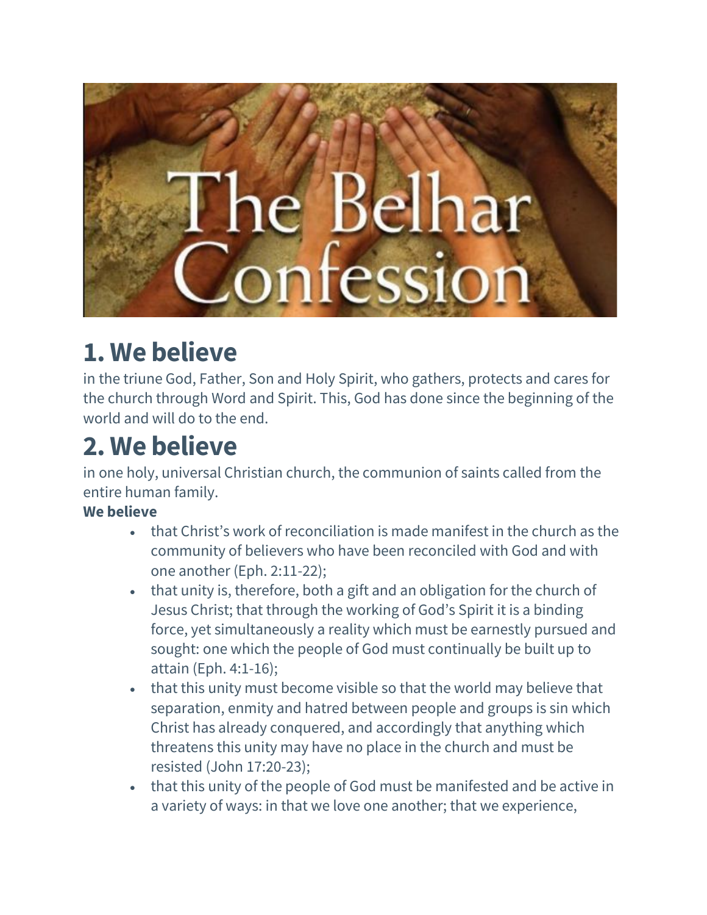# The Belhar Confession

## 1. We believe

in the triune God, Father, Son and Holy Spirit, who gathers, protects and cares for the church through Word and Spirit. This, God has done since the beginning of the world and will do to the end.

## 2. We believe

in one holy, universal Christian church, the communion of saints called from the entire human family.

**We believe**

- that Christ's work of reconciliation is made manifest in the church as the community of believers who have been reconciled with God and with one another (Eph. 2:11-22);
- that unity is, therefore, both a gift and an obligation for the church of Jesus Christ; that through the working of God's Spirit it is a binding force, yet simultaneously a reality which must be earnestly pursued and sought: one which the people of God must continually be built up to attain (Eph. 4:1-16);
- that this unity must become visible so that the world may believe that separation, enmity and hatred between people and groups is sin which Christ has already conquered, and accordingly that anything which threatens this unity may have no place in the church and must be resisted (John 17:20-23);
- that this unity of the people of God must be manifested and be active in a variety of ways: in that we love one another; that we experience,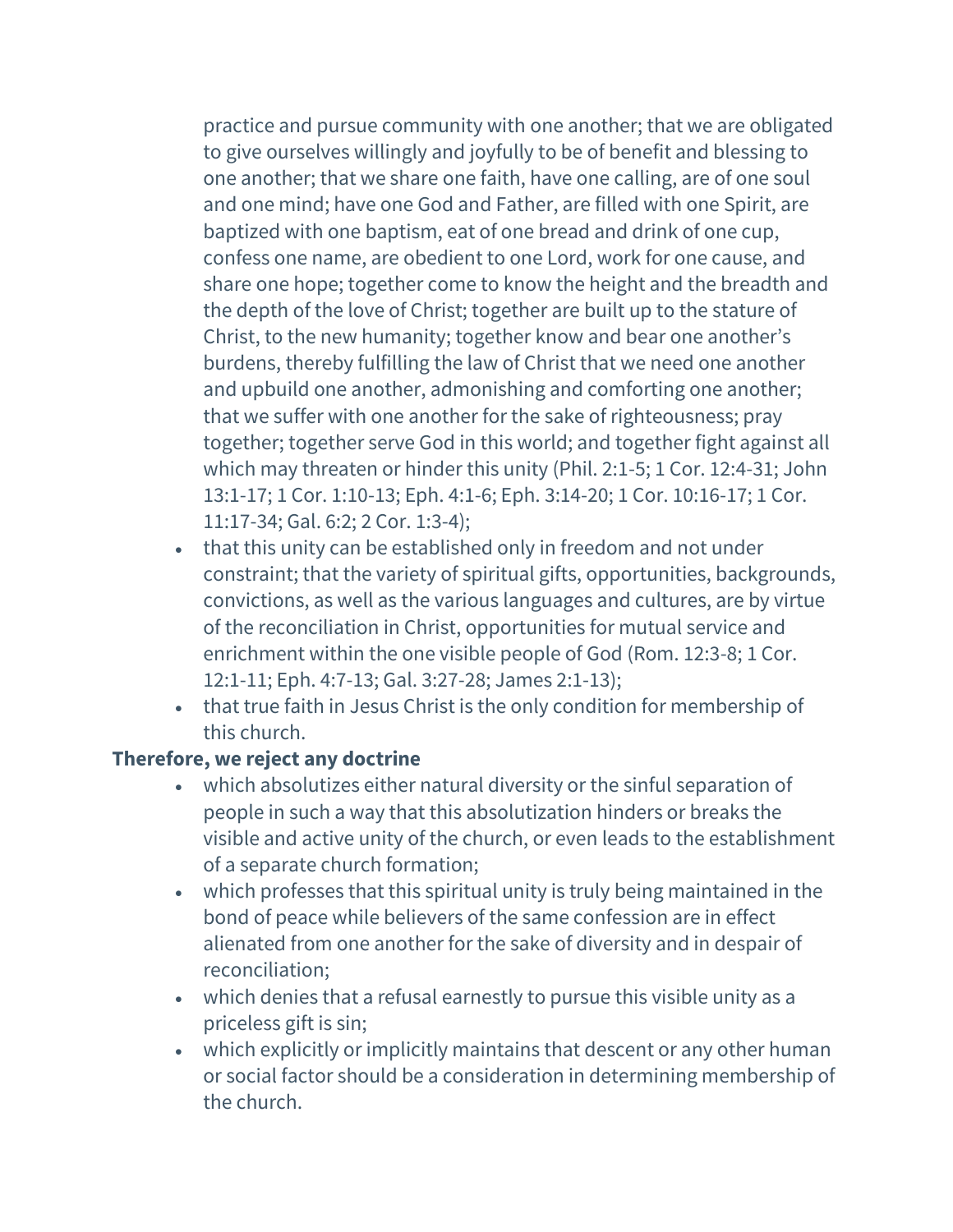practice and pursue community with one another; that we are obligated to give ourselves willingly and joyfully to be of benefit and blessing to one another; that we share one faith, have one calling, are of one soul and one mind; have one God and Father, are filled with one Spirit, are baptized with one baptism, eat of one bread and drink of one cup, confess one name, are obedient to one Lord, work for one cause, and share one hope; together come to know the height and the breadth and the depth of the love of Christ; together are built up to the stature of Christ, to the new humanity; together know and bear one another's burdens, thereby fulfilling the law of Christ that we need one another and upbuild one another, admonishing and comforting one another; that we suffer with one another for the sake of righteousness; pray together; together serve God in this world; and together fight against all which may threaten or hinder this unity (Phil. 2:1-5; 1 Cor. 12:4-31; John 13:1-17; 1 Cor. 1:10-13; Eph. 4:1-6; Eph. 3:14-20; 1 Cor. 10:16-17; 1 Cor. 11:17-34; Gal. 6:2; 2 Cor. 1:3-4);

- that this unity can be established only in freedom and not under constraint; that the variety of spiritual gifts, opportunities, backgrounds, convictions, as well as the various languages and cultures, are by virtue of the reconciliation in Christ, opportunities for mutual service and enrichment within the one visible people of God (Rom. 12:3-8; 1 Cor. 12:1-11; Eph. 4:7-13; Gal. 3:27-28; James 2:1-13);
- that true faith in Jesus Christ is the only condition for membership of this church.

**Therefore, we reject any doctrine**

- which absolutizes either natural diversity or the sinful separation of people in such a way that this absolutization hinders or breaks the visible and active unity of the church, or even leads to the establishment of a separate church formation;
- which professes that this spiritual unity is truly being maintained in the bond of peace while believers of the same confession are in effect alienated from one another for the sake of diversity and in despair of reconciliation;
- which denies that a refusal earnestly to pursue this visible unity as a priceless gift is sin;
- which explicitly or implicitly maintains that descent or any other human or social factor should be a consideration in determining membership of the church.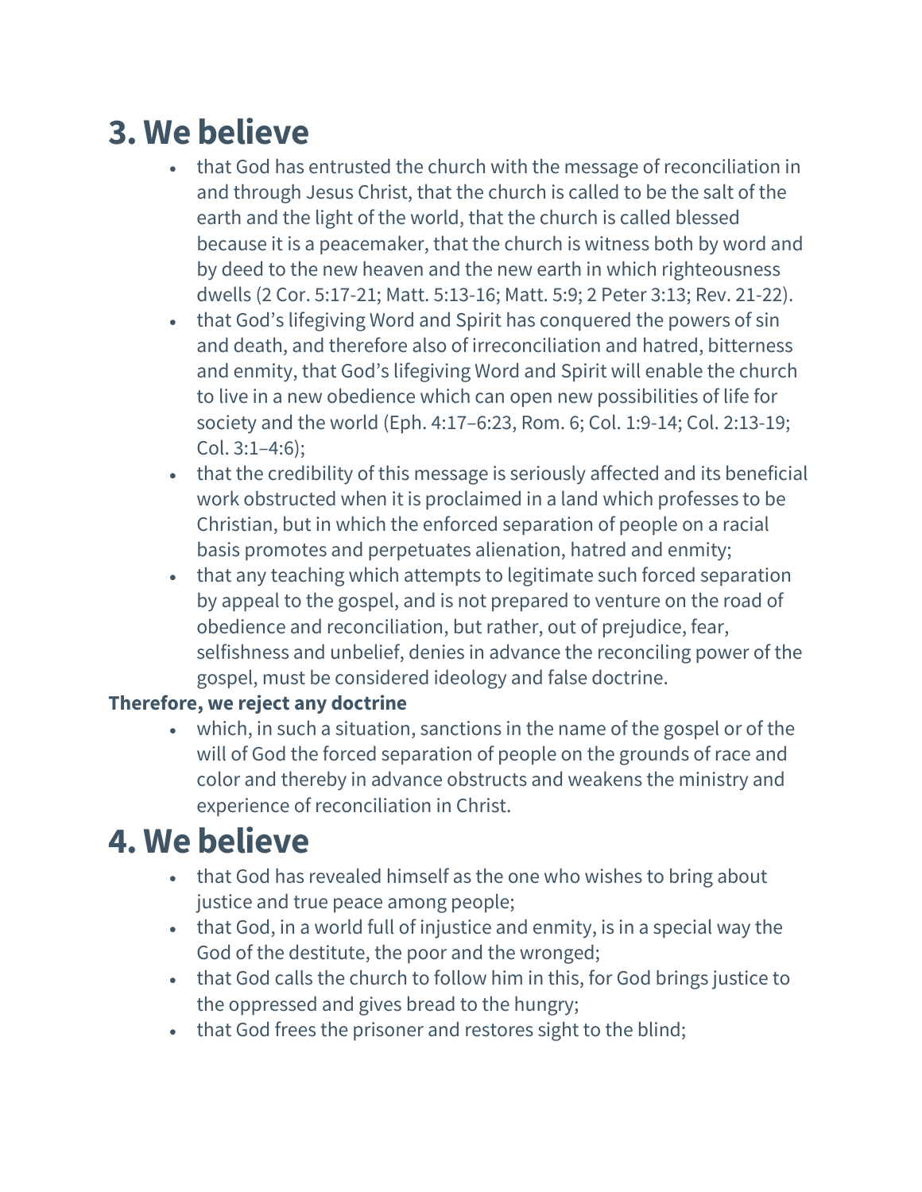# 3. We believe

- that God has entrusted the church with the message of reconciliation in and through Jesus Christ, that the church is called to be the salt of the earth and the light of the world, that the church is called blessed because it is a peacemaker, that the church is witness both by word and by deed to the new heaven and the new earth in which righteousness dwells (2 Cor. 5:17-21; Matt. 5:13-16; Matt. 5:9; 2 Peter 3:13; Rev. 21-22).
- that God's lifegiving Word and Spirit has conquered the powers of sin and death, and therefore also of irreconciliation and hatred, bitterness and enmity, that God's lifegiving Word and Spirit will enable the church to live in a new obedience which can open new possibilities of life for society and the world (Eph. 4:17–6:23, Rom. 6; Col. 1:9-14; Col. 2:13-19; Col. 3:1–4:6);
- that the credibility of this message is seriously affected and its beneficial work obstructed when it is proclaimed in a land which professes to be Christian, but in which the enforced separation of people on a racial basis promotes and perpetuates alienation, hatred and enmity;
- that any teaching which attempts to legitimate such forced separation by appeal to the gospel, and is not prepared to venture on the road of obedience and reconciliation, but rather, out of prejudice, fear, selfishness and unbelief, denies in advance the reconciling power of the gospel, must be considered ideology and false doctrine.

**Therefore, we reject any doctrine**

- which, in such a situation, sanctions in the name of the gospel or of the will of God the forced separation of people on the grounds of race and color and thereby in advance obstructs and weakens the ministry and experience of reconciliation in Christ.

# 4. We believe

- that God has revealed himself as the one who wishes to bring about justice and true peace among people;
- that God, in a world full of injustice and enmity, is in a special way the God of the destitute, the poor and the wronged;
- that God calls the church to follow him in this, for God brings justice to the oppressed and gives bread to the hungry;
- that God frees the prisoner and restores sight to the blind;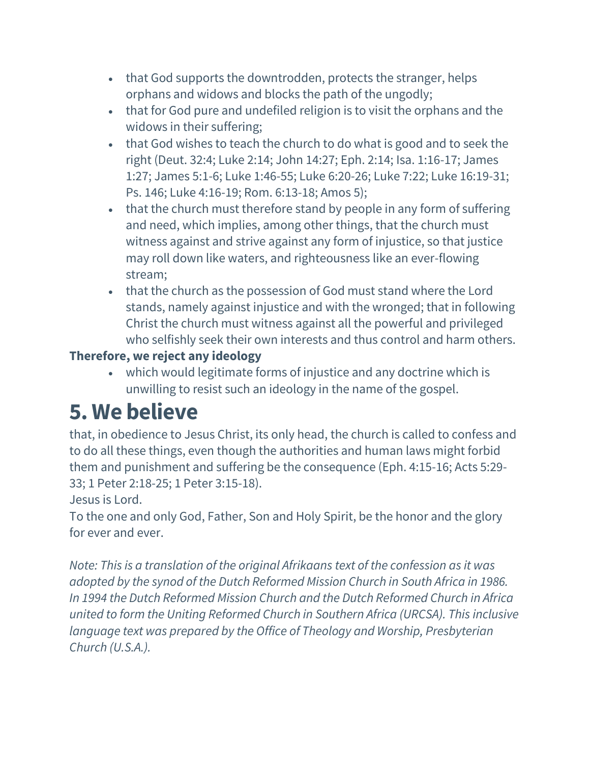- that God supports the downtrodden, protects the stranger, helps orphans and widows and blocks the path of the ungodly;
- that for God pure and undefiled religion is to visit the orphans and the widows in their suffering;
- that God wishes to teach the church to do what is good and to seek the right (Deut. 32:4; Luke 2:14; John 14:27; Eph. 2:14; Isa. 1:16-17; James 1:27; James 5:1-6; Luke 1:46-55; Luke 6:20-26; Luke 7:22; Luke 16:19-31; Ps. 146; Luke 4:16-19; Rom. 6:13-18; Amos 5);
- that the church must therefore stand by people in any form of suffering and need, which implies, among other things, that the church must witness against and strive against any form of injustice, so that justice may roll down like waters, and righteousness like an ever-flowing stream;
- that the church as the possession of God must stand where the Lord stands, namely against injustice and with the wronged; that in following Christ the church must witness against all the powerful and privileged who selfishly seek their own interests and thus control and harm others.

**Therefore, we reject any ideology**

- which would legitimate forms of injustice and any doctrine which is unwilling to resist such an ideology in the name of the gospel.

# 5. We believe

that, in obedience to Jesus Christ, its only head, the church is called to confess and to do all these things, even though the authorities and human laws might forbid them and punishment and suffering be the consequence (Eph. 4:15-16; Acts 5:29-33; 1 Peter 2:18-25; 1 Peter 3:15-18).

Jesus is Lord.

To the one and only God, Father, Son and Holy Spirit, be the honor and the glory for ever and ever.

*Note: This is a translation of the original Afrikaans text of the confession as it was adopted by the synod of the Dutch Reformed Mission Church in South Africa in 1986. In 1994 the Dutch Reformed Mission Church and the Dutch Reformed Church in Africa united to form the Uniting Reformed Church in Southern Africa (URCSA). This inclusive language text was prepared by the Office of Theology and Worship, Presbyterian Church (U.S.A.).*